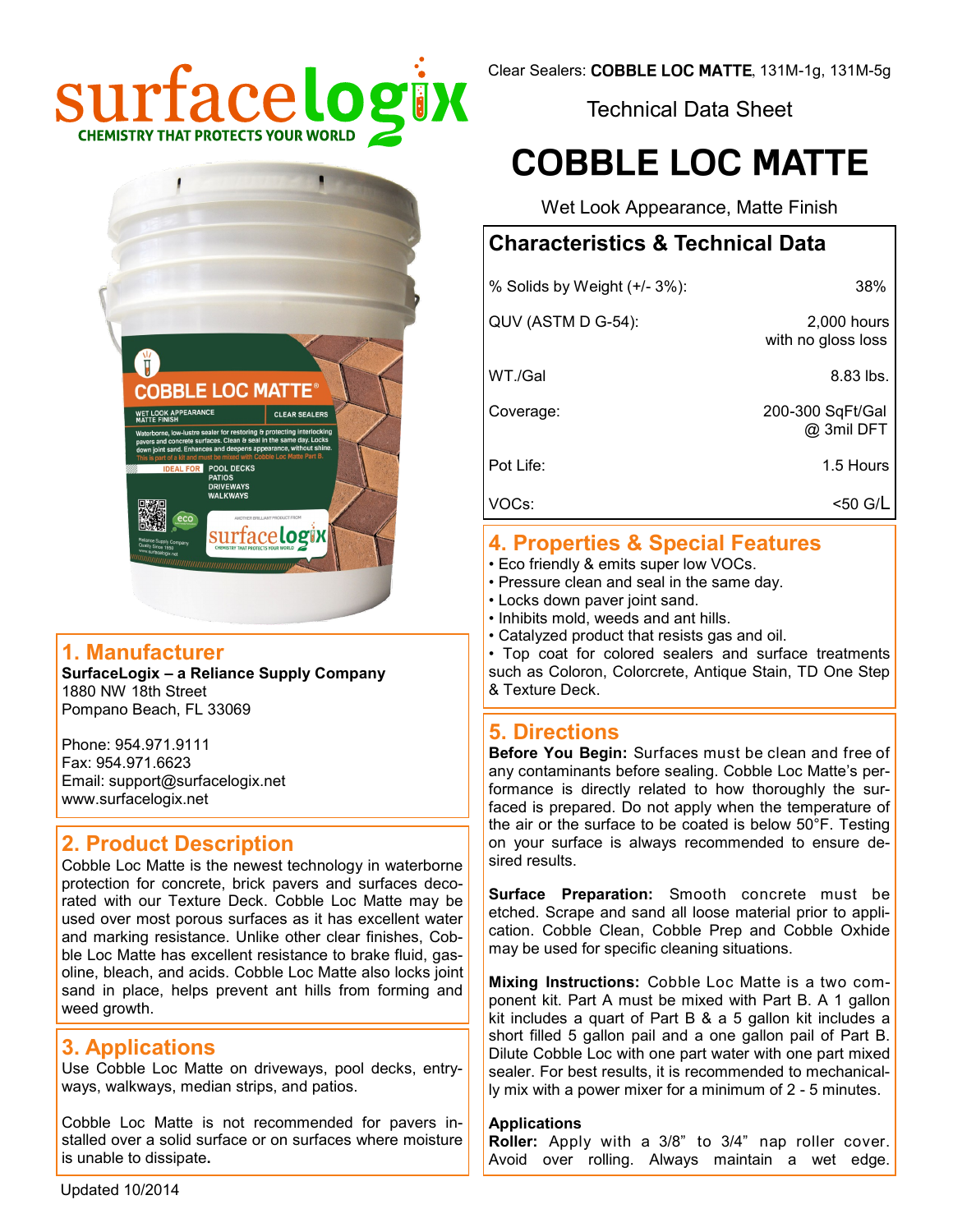surfacelogix
CHEMISTRY THAT PROTECTS YOUR WORLD

Clear Sealers: **COBBLE LOC MATTE**, 131M-1g, 131M-5g

Technical Data Sheet

# COBBLE LOC MATTE

Wet Look Appearance, Matte Finish

## Characteristics & Technical Data

| | |
|---|---|
| % Solids by Weight (+/- 3%): | 38% |
| QUV (ASTM D G-54): | 2,000 hours with no gloss loss |
| WT./Gal | 8.83 lbs. |
| Coverage: | 200-300 SqFt/Gal @ 3mil DFT |
| Pot Life: | 1.5 Hours |
| VOCs: | <50 G/L |

## 1. Manufacturer

**SurfaceLogix – a Reliance Supply Company**
1880 NW 18th Street
Pompano Beach, FL 33069

Phone: 954.971.9111
Fax: 954.971.6623
Email: support@surfacelogix.net
www.surfacelogix.net

## 2. Product Description

Cobble Loc Matte is the newest technology in waterborne protection for concrete, brick pavers and surfaces decorated with our Texture Deck. Cobble Loc Matte may be used over most porous surfaces as it has excellent water and marking resistance. Unlike other clear finishes, Cobble Loc Matte has excellent resistance to brake fluid, gasoline, bleach, and acids. Cobble Loc Matte also locks joint sand in place, helps prevent ant hills from forming and weed growth.

## 3. Applications

Use Cobble Loc Matte on driveways, pool decks, entryways, walkways, median strips, and patios.

Cobble Loc Matte is not recommended for pavers installed over a solid surface or on surfaces where moisture is unable to dissipate.

## 4. Properties & Special Features

- Eco friendly & emits super low VOCs.
- Pressure clean and seal in the same day.
- Locks down paver joint sand.
- Inhibits mold, weeds and ant hills.
- Catalyzed product that resists gas and oil.
- Top coat for colored sealers and surface treatments such as Coloron, Colorcrete, Antique Stain, TD One Step & Texture Deck.

## 5. Directions

**Before You Begin:** Surfaces must be clean and free of any contaminants before sealing. Cobble Loc Matte's performance is directly related to how thoroughly the surfaced is prepared. Do not apply when the temperature of the air or the surface to be coated is below 50°F. Testing on your surface is always recommended to ensure desired results.

**Surface Preparation:** Smooth concrete must be etched. Scrape and sand all loose material prior to application. Cobble Clean, Cobble Prep and Cobble Oxhide may be used for specific cleaning situations.

**Mixing Instructions:** Cobble Loc Matte is a two component kit. Part A must be mixed with Part B. A 1 gallon kit includes a quart of Part B & a 5 gallon kit includes a short filled 5 gallon pail and a one gallon pail of Part B. Dilute Cobble Loc with one part water with one part mixed sealer. For best results, it is recommended to mechanically mix with a power mixer for a minimum of 2 - 5 minutes.

**Applications**
**Roller:** Apply with a 3/8" to 3/4" nap roller cover. Avoid over rolling. Always maintain a wet edge.

Updated 10/2014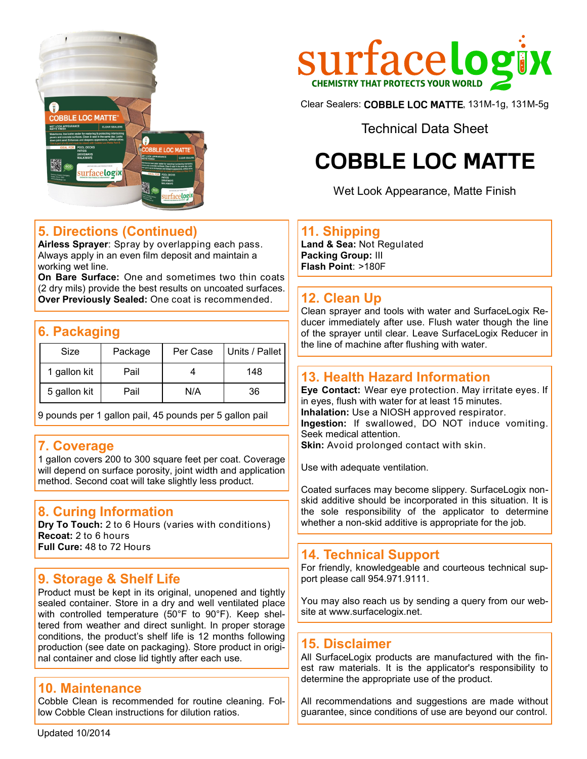surfacelogix

CHEMISTRY THAT PROTECTS YOUR WORLD

Clear Sealers: **COBBLE LOC MATTE**, 131M-1g, 131M-5g

Technical Data Sheet

# COBBLE LOC MATTE

Wet Look Appearance, Matte Finish

## 5. Directions (Continued)

**Airless Sprayer**: Spray by overlapping each pass. Always apply in an even film deposit and maintain a working wet line.
**On Bare Surface:** One and sometimes two thin coats (2 dry mils) provide the best results on uncoated surfaces.
**Over Previously Sealed:** One coat is recommended.

## 6. Packaging

| Size | Package | Per Case | Units / Pallet |
|---|---|---|---|
| 1 gallon kit | Pail | 4 | 148 |
| 5 gallon kit | Pail | N/A | 36 |

9 pounds per 1 gallon pail, 45 pounds per 5 gallon pail

## 7. Coverage

1 gallon covers 200 to 300 square feet per coat. Coverage will depend on surface porosity, joint width and application method. Second coat will take slightly less product.

## 8. Curing Information

**Dry To Touch:** 2 to 6 Hours (varies with conditions)
**Recoat:** 2 to 6 hours
**Full Cure:** 48 to 72 Hours

## 9. Storage & Shelf Life

Product must be kept in its original, unopened and tightly sealed container. Store in a dry and well ventilated place with controlled temperature (50°F to 90°F). Keep sheltered from weather and direct sunlight. In proper storage conditions, the product's shelf life is 12 months following production (see date on packaging). Store product in original container and close lid tightly after each use.

## 10. Maintenance

Cobble Clean is recommended for routine cleaning. Follow Cobble Clean instructions for dilution ratios.

## 11. Shipping

**Land & Sea:** Not Regulated
**Packing Group:** III
**Flash Point**: >180F

## 12. Clean Up

Clean sprayer and tools with water and SurfaceLogix Reducer immediately after use. Flush water though the line of the sprayer until clear. Leave SurfaceLogix Reducer in the line of machine after flushing with water.

## 13. Health Hazard Information

**Eye Contact:** Wear eye protection. May irritate eyes. If in eyes, flush with water for at least 15 minutes.
**Inhalation:** Use a NIOSH approved respirator.
**Ingestion:** If swallowed, DO NOT induce vomiting. Seek medical attention.
**Skin:** Avoid prolonged contact with skin.

Use with adequate ventilation.

Coated surfaces may become slippery. SurfaceLogix non-skid additive should be incorporated in this situation. It is the sole responsibility of the applicator to determine whether a non-skid additive is appropriate for the job.

## 14. Technical Support

For friendly, knowledgeable and courteous technical support please call 954.971.9111.

You may also reach us by sending a query from our website at www.surfacelogix.net.

## 15. Disclaimer

All SurfaceLogix products are manufactured with the finest raw materials. It is the applicator's responsibility to determine the appropriate use of the product.

All recommendations and suggestions are made without guarantee, since conditions of use are beyond our control.

Updated 10/2014